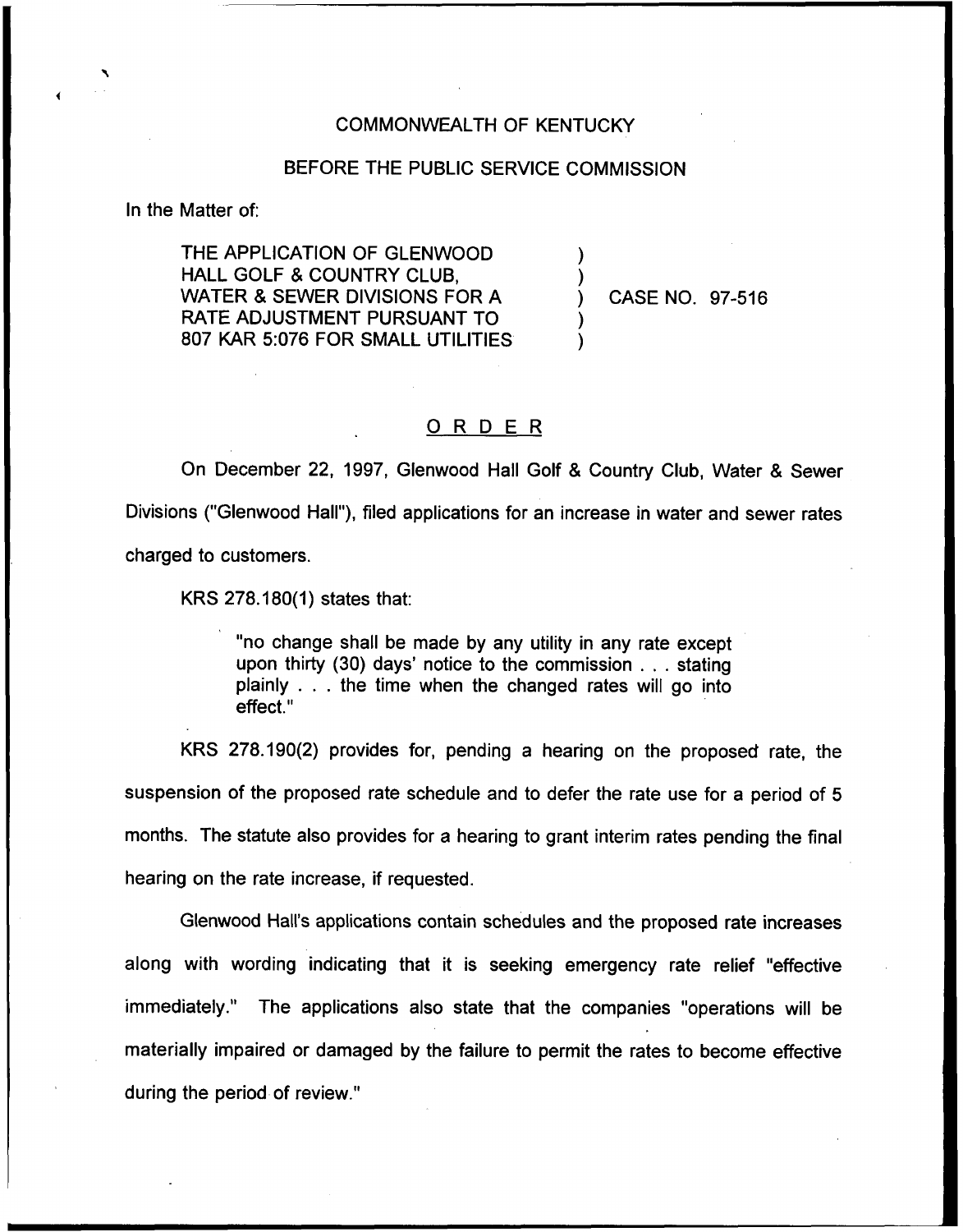COMMONWEALTH OF KENTUCKY

BEFORE THE PUBLIC SERVICE COMMISSION

In the Matter of:

THE APPLICATION OF GLENWOOD HALL GOLF & COUNTRY CLUB, WATER & SEWER DIVISIONS FOR A RATE ADJUSTMENT PURSUANT TO 807 KAR 5:076 FOR SMALL UTILITIES ) CASE NO. 97-516

## ORDER

On December 22, 1997, Glenwood Hall Golf & Country Club, Water & Sewer Divisions ("Glenwood Hall"), filed applications for an increase in water and sewer rates charged to customers.

KRS 278.180(1) states that:

> "no change shall be made by any utility in any rate except upon thirty (30) days' notice to the commission . . . stating plainly . . . the time when the changed rates will go into effect."

KRS 278.190(2) provides for, pending a hearing on the proposed rate, the suspension of the proposed rate schedule and to defer the rate use for a period of 5 months. The statute also provides for a hearing to grant interim rates pending the final hearing on the rate increase, if requested.

Glenwood Hall's applications contain schedules and the proposed rate increases along with wording indicating that it is seeking emergency rate relief "effective immediately." The applications also state that the companies "operations will be materially impaired or damaged by the failure to permit the rates to become effective during the period of review."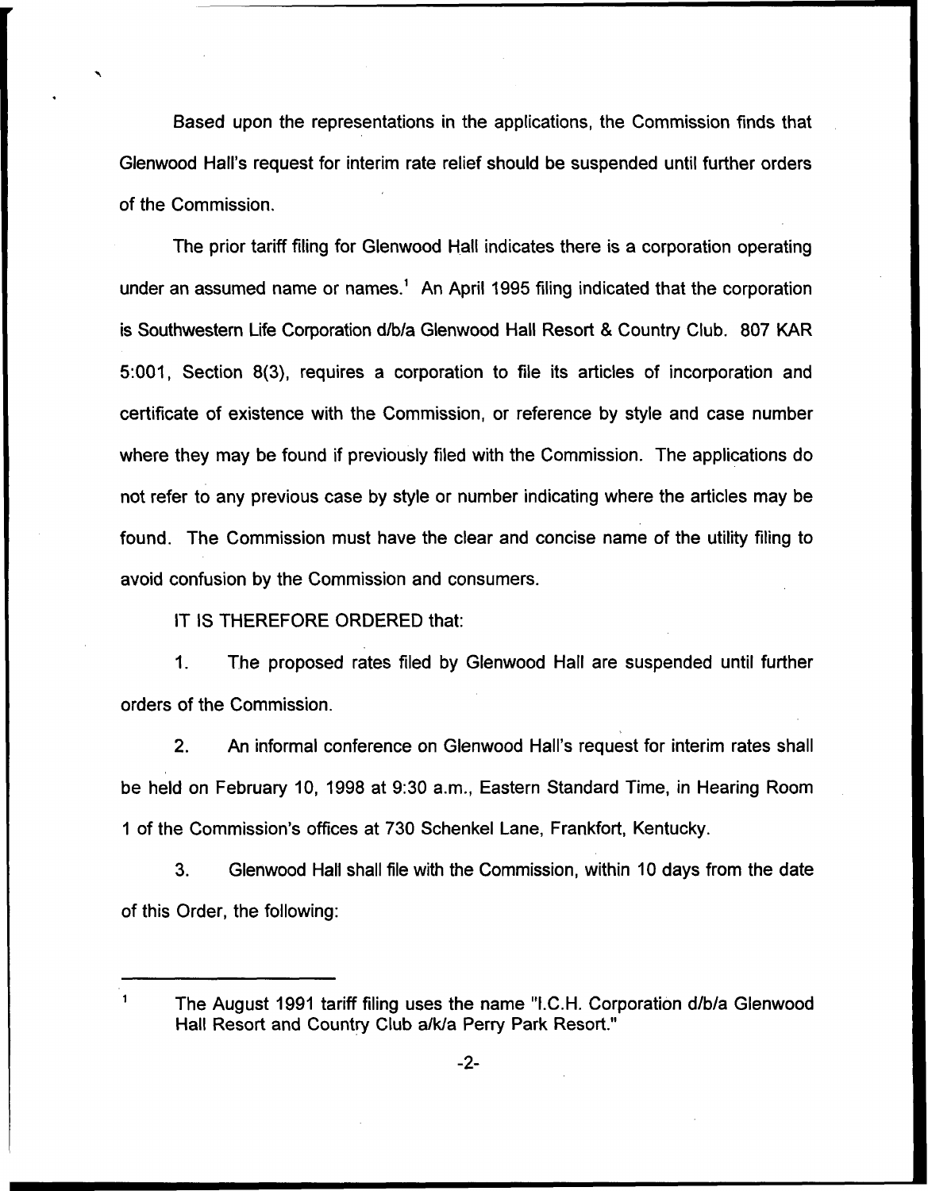Based upon the representations in the applications, the Commission finds that Glenwood Hall's request for interim rate relief should be suspended until further orders of the Commission.

The prior tariff filing for Glenwood Hall indicates there is a corporation operating under an assumed name or names.[1] An April 1995 filing indicated that the corporation is Southwestern Life Corporation d/b/a Glenwood Hall Resort & Country Club. 807 KAR 5:001, Section 8(3), requires a corporation to file its articles of incorporation and certificate of existence with the Commission, or reference by style and case number where they may be found if previously filed with the Commission. The applications do not refer to any previous case by style or number indicating where the articles may be found. The Commission must have the clear and concise name of the utility filing to avoid confusion by the Commission and consumers.

IT IS THEREFORE ORDERED that:

1. The proposed rates filed by Glenwood Hall are suspended until further orders of the Commission.

2. An informal conference on Glenwood Hall's request for interim rates shall be held on February 10, 1998 at 9:30 a.m., Eastern Standard Time, in Hearing Room 1 of the Commission's offices at 730 Schenkel Lane, Frankfort, Kentucky.

3. Glenwood Hall shall file with the Commission, within 10 days from the date of this Order, the following:

---

[1] The August 1991 tariff filing uses the name "I.C.H. Corporation d/b/a Glenwood Hall Resort and Country Club a/k/a Perry Park Resort."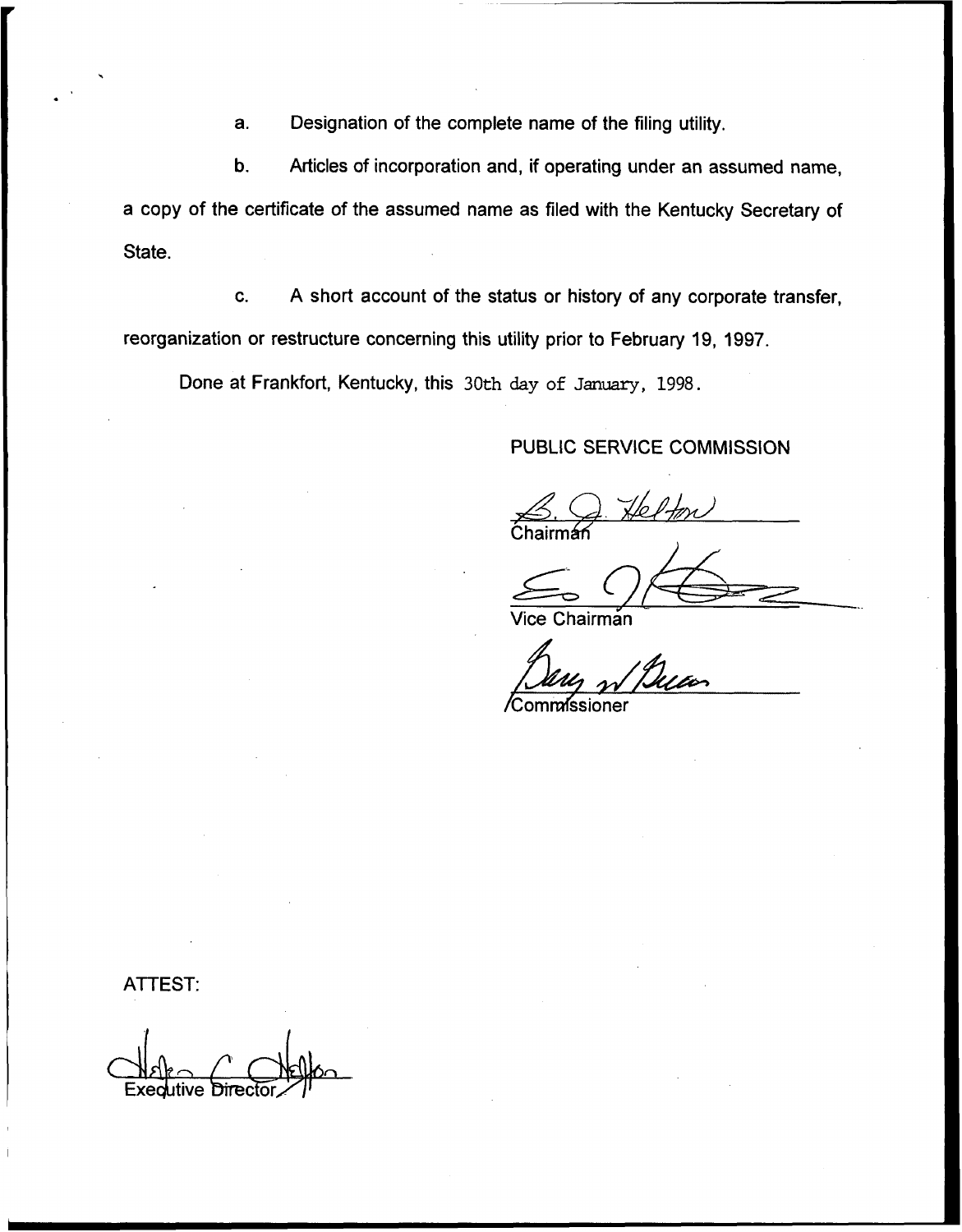a. Designation of the complete name of the filing utility.

b. Articles of incorporation and, if operating under an assumed name, a copy of the certificate of the assumed name as filed with the Kentucky Secretary of State.

c. A short account of the status or history of any corporate transfer, reorganization or restructure concerning this utility prior to February 19, 1997.

Done at Frankfort, Kentucky, this 30th day of January, 1998.

PUBLIC SERVICE COMMISSION

Chairman

Vice Chairman

Commissioner

ATTEST:

Executive Director